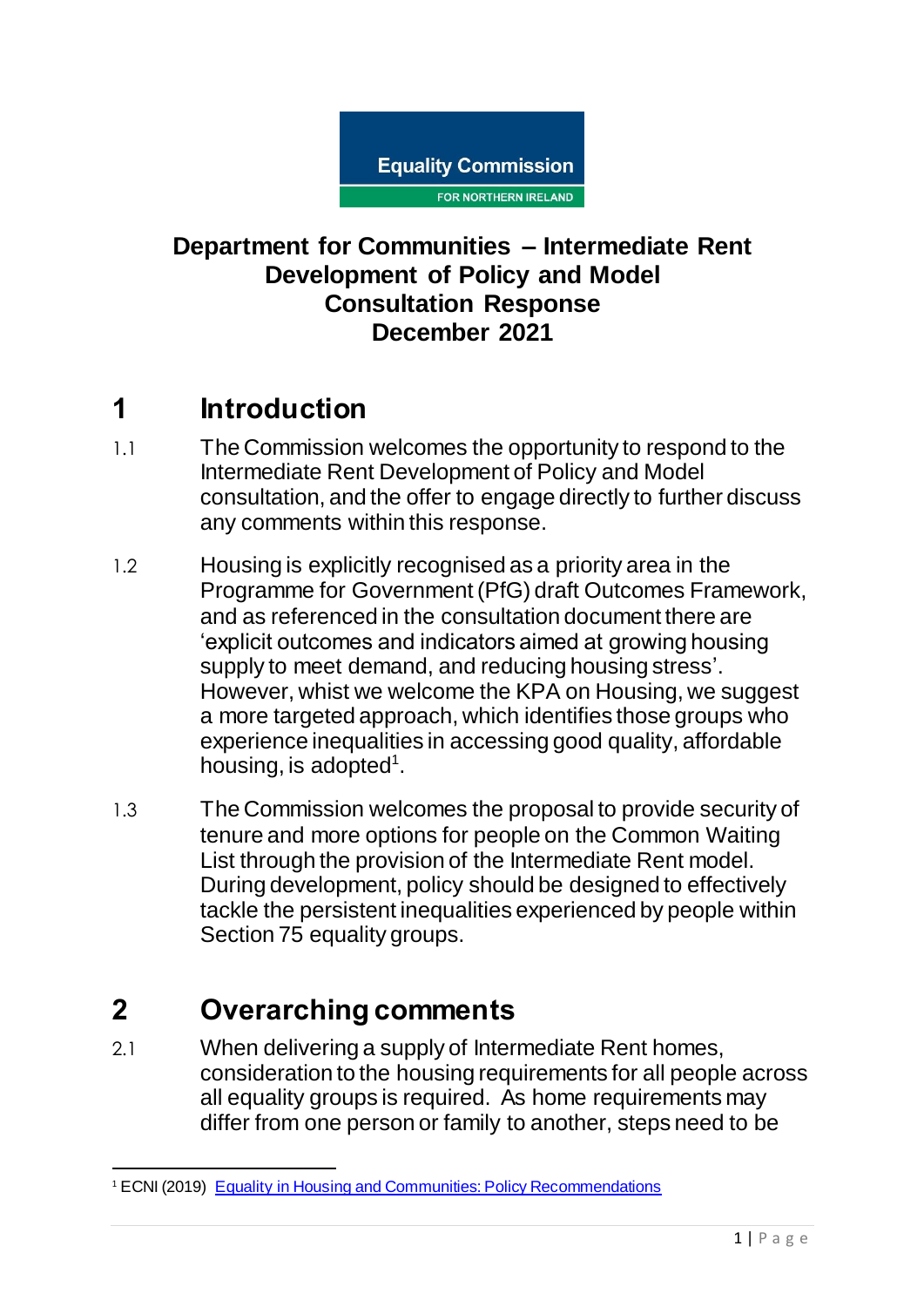Equality Commission

FOR NORTHERN IRELAND

**Department for Communities – Intermediate Rent Development of Policy and Model Consultation Response December 2021**

# 1 Introduction

1.1 The Commission welcomes the opportunity to respond to the Intermediate Rent Development of Policy and Model consultation, and the offer to engage directly to further discuss any comments within this response.

1.2 Housing is explicitly recognised as a priority area in the Programme for Government (PfG) draft Outcomes Framework, and as referenced in the consultation document there are 'explicit outcomes and indicators aimed at growing housing supply to meet demand, and reducing housing stress'. However, whist we welcome the KPA on Housing, we suggest a more targeted approach, which identifies those groups who experience inequalities in accessing good quality, affordable housing, is adopted[1].

1.3 The Commission welcomes the proposal to provide security of tenure and more options for people on the Common Waiting List through the provision of the Intermediate Rent model. During development, policy should be designed to effectively tackle the persistent inequalities experienced by people within Section 75 equality groups.

# 2 Overarching comments

2.1 When delivering a supply of Intermediate Rent homes, consideration to the housing requirements for all people across all equality groups is required. As home requirements may differ from one person or family to another, steps need to be

[1] ECNI (2019) Equality in Housing and Communities: Policy Recommendations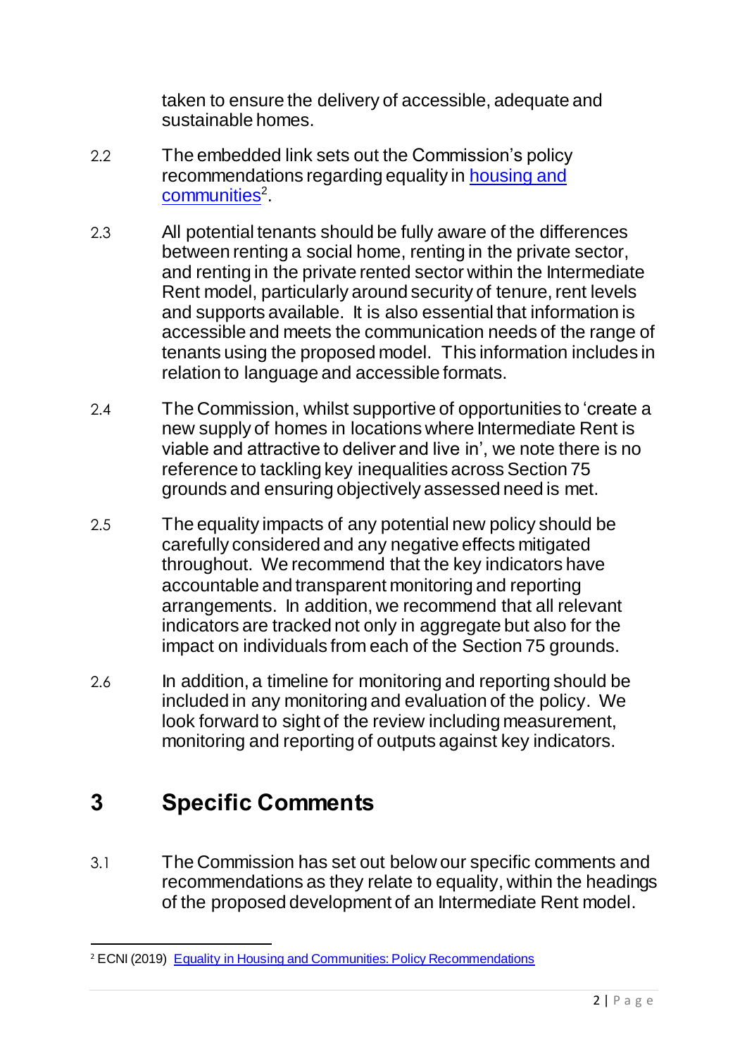taken to ensure the delivery of accessible, adequate and sustainable homes.

2.2 The embedded link sets out the Commission's policy recommendations regarding equality in housing and communities[2].

2.3 All potential tenants should be fully aware of the differences between renting a social home, renting in the private sector, and renting in the private rented sector within the Intermediate Rent model, particularly around security of tenure, rent levels and supports available. It is also essential that information is accessible and meets the communication needs of the range of tenants using the proposed model. This information includes in relation to language and accessible formats.

2.4 The Commission, whilst supportive of opportunities to 'create a new supply of homes in locations where Intermediate Rent is viable and attractive to deliver and live in', we note there is no reference to tackling key inequalities across Section 75 grounds and ensuring objectively assessed need is met.

2.5 The equality impacts of any potential new policy should be carefully considered and any negative effects mitigated throughout. We recommend that the key indicators have accountable and transparent monitoring and reporting arrangements. In addition, we recommend that all relevant indicators are tracked not only in aggregate but also for the impact on individuals from each of the Section 75 grounds.

2.6 In addition, a timeline for monitoring and reporting should be included in any monitoring and evaluation of the policy. We look forward to sight of the review including measurement, monitoring and reporting of outputs against key indicators.

## 3 Specific Comments

3.1 The Commission has set out below our specific comments and recommendations as they relate to equality, within the headings of the proposed development of an Intermediate Rent model.

---

[2] ECNI (2019) Equality in Housing and Communities: Policy Recommendations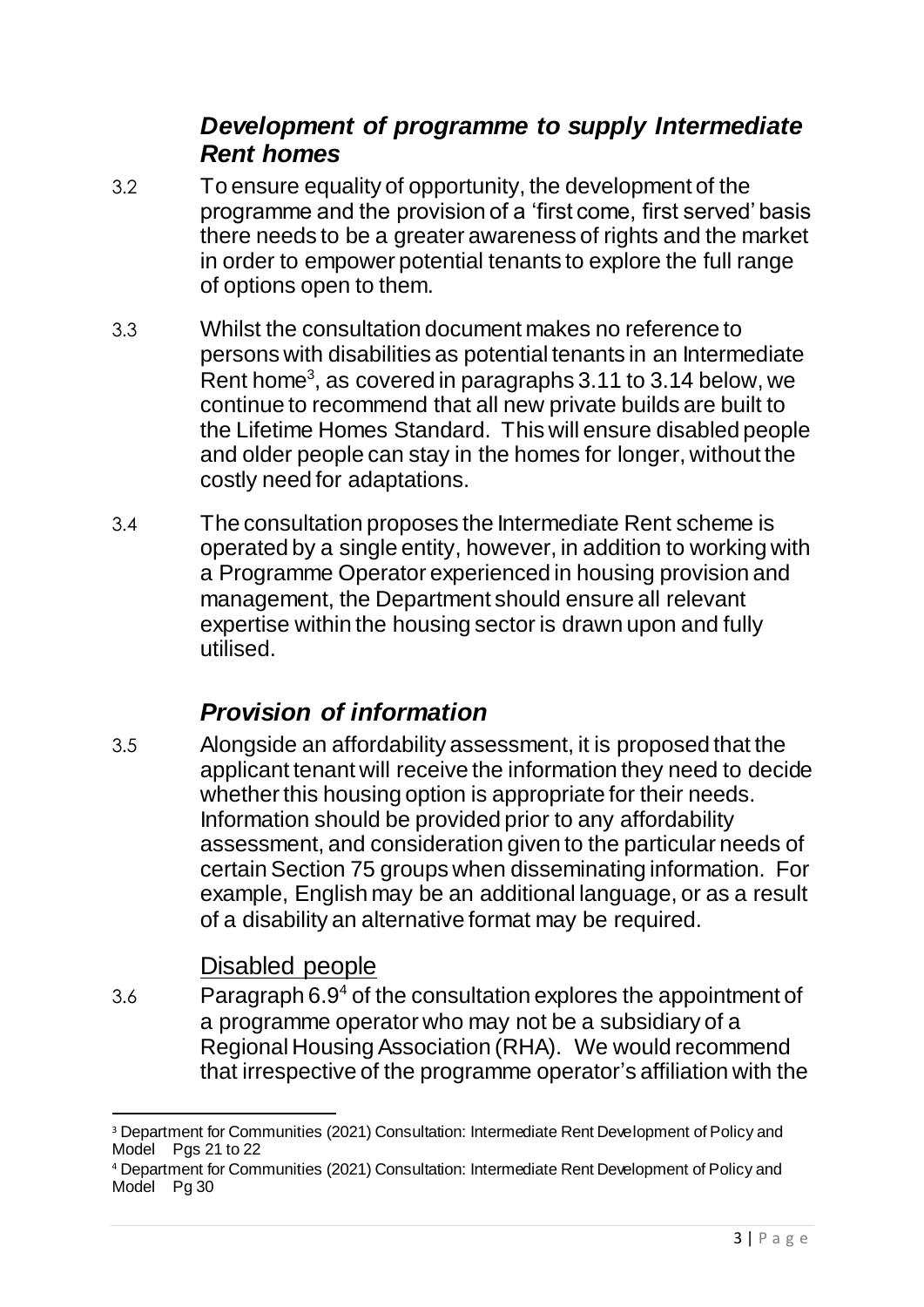### *Development of programme to supply Intermediate Rent homes*

3.2 To ensure equality of opportunity, the development of the programme and the provision of a 'first come, first served' basis there needs to be a greater awareness of rights and the market in order to empower potential tenants to explore the full range of options open to them.

3.3 Whilst the consultation document makes no reference to persons with disabilities as potential tenants in an Intermediate Rent home[3], as covered in paragraphs 3.11 to 3.14 below, we continue to recommend that all new private builds are built to the Lifetime Homes Standard. This will ensure disabled people and older people can stay in the homes for longer, without the costly need for adaptations.

3.4 The consultation proposes the Intermediate Rent scheme is operated by a single entity, however, in addition to working with a Programme Operator experienced in housing provision and management, the Department should ensure all relevant expertise within the housing sector is drawn upon and fully utilised.

### *Provision of information*

3.5 Alongside an affordability assessment, it is proposed that the applicant tenant will receive the information they need to decide whether this housing option is appropriate for their needs. Information should be provided prior to any affordability assessment, and consideration given to the particular needs of certain Section 75 groups when disseminating information. For example, English may be an additional language, or as a result of a disability an alternative format may be required.

#### Disabled people

3.6 Paragraph 6.9[4] of the consultation explores the appointment of a programme operator who may not be a subsidiary of a Regional Housing Association (RHA). We would recommend that irrespective of the programme operator's affiliation with the

---

[3] Department for Communities (2021) Consultation: Intermediate Rent Development of Policy and Model Pgs 21 to 22

[4] Department for Communities (2021) Consultation: Intermediate Rent Development of Policy and Model Pg 30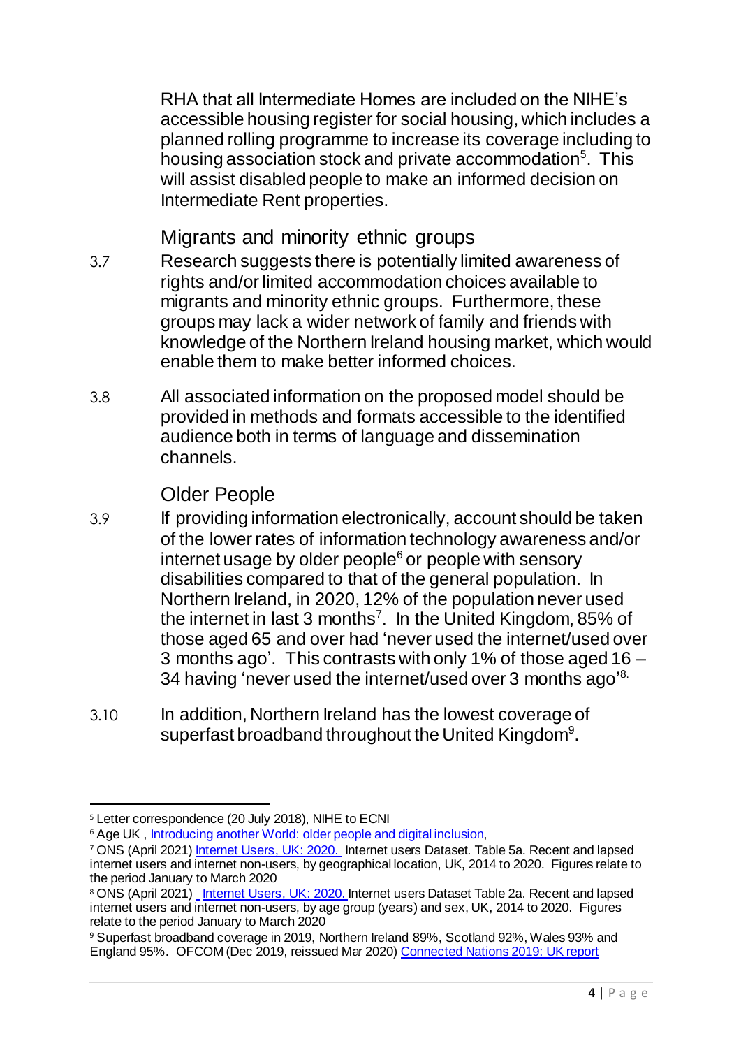RHA that all Intermediate Homes are included on the NIHE's accessible housing register for social housing, which includes a planned rolling programme to increase its coverage including to housing association stock and private accommodation[5]. This will assist disabled people to make an informed decision on Intermediate Rent properties.

## Migrants and minority ethnic groups

3.7 Research suggests there is potentially limited awareness of rights and/or limited accommodation choices available to migrants and minority ethnic groups. Furthermore, these groups may lack a wider network of family and friends with knowledge of the Northern Ireland housing market, which would enable them to make better informed choices.

3.8 All associated information on the proposed model should be provided in methods and formats accessible to the identified audience both in terms of language and dissemination channels.

## Older People

3.9 If providing information electronically, account should be taken of the lower rates of information technology awareness and/or internet usage by older people[6] or people with sensory disabilities compared to that of the general population. In Northern Ireland, in 2020, 12% of the population never used the internet in last 3 months[7]. In the United Kingdom, 85% of those aged 65 and over had 'never used the internet/used over 3 months ago'. This contrasts with only 1% of those aged 16 – 34 having 'never used the internet/used over 3 months ago'[8].

3.10 In addition, Northern Ireland has the lowest coverage of superfast broadband throughout the United Kingdom[9].

---

[5] Letter correspondence (20 July 2018), NIHE to ECNI

[6] Age UK , Introducing another World: older people and digital inclusion,

[7] ONS (April 2021) Internet Users, UK: 2020. Internet users Dataset. Table 5a. Recent and lapsed internet users and internet non-users, by geographical location, UK, 2014 to 2020. Figures relate to the period January to March 2020

[8] ONS (April 2021) Internet Users, UK: 2020. Internet users Dataset Table 2a. Recent and lapsed internet users and internet non-users, by age group (years) and sex, UK, 2014 to 2020. Figures relate to the period January to March 2020

[9] Superfast broadband coverage in 2019, Northern Ireland 89%, Scotland 92%, Wales 93% and England 95%. OFCOM (Dec 2019, reissued Mar 2020) Connected Nations 2019: UK report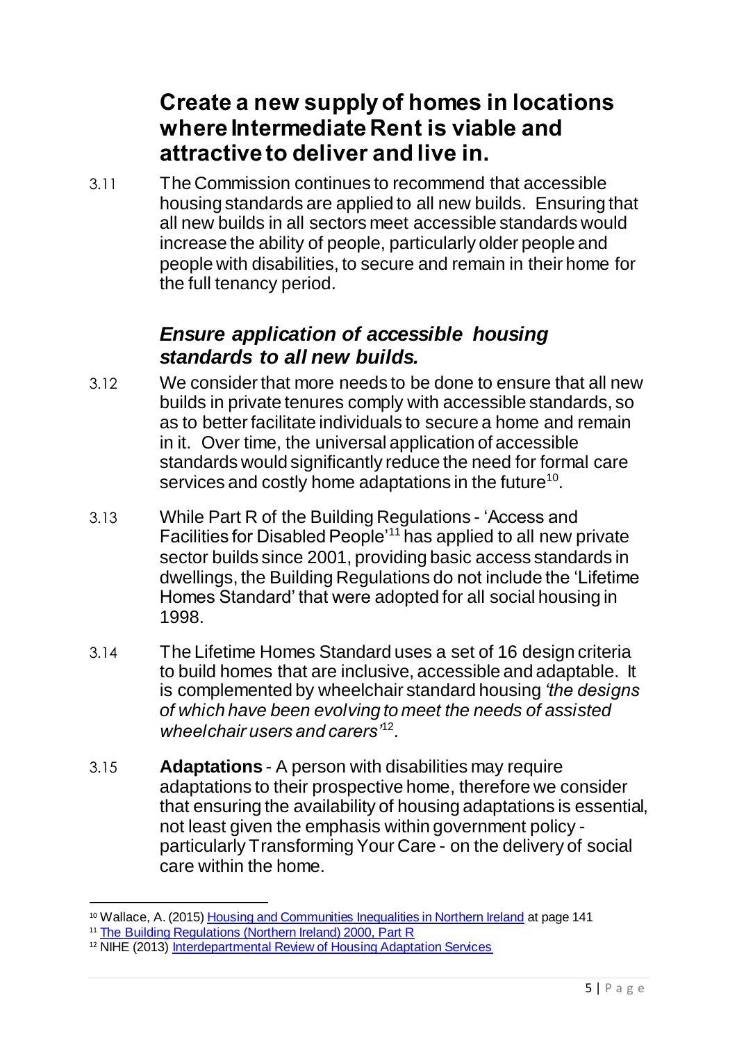## Create a new supply of homes in locations where Intermediate Rent is viable and attractive to deliver and live in.

3.11 The Commission continues to recommend that accessible housing standards are applied to all new builds. Ensuring that all new builds in all sectors meet accessible standards would increase the ability of people, particularly older people and people with disabilities, to secure and remain in their home for the full tenancy period.

### *Ensure application of accessible housing standards to all new builds.*

3.12 We consider that more needs to be done to ensure that all new builds in private tenures comply with accessible standards, so as to better facilitate individuals to secure a home and remain in it. Over time, the universal application of accessible standards would significantly reduce the need for formal care services and costly home adaptations in the future[10].

3.13 While Part R of the Building Regulations - 'Access and Facilities for Disabled People'[11] has applied to all new private sector builds since 2001, providing basic access standards in dwellings, the Building Regulations do not include the 'Lifetime Homes Standard' that were adopted for all social housing in 1998.

3.14 The Lifetime Homes Standard uses a set of 16 design criteria to build homes that are inclusive, accessible and adaptable. It is complemented by wheelchair standard housing *'the designs of which have been evolving to meet the needs of assisted wheelchair users and carers'*[12].

3.15 **Adaptations** - A person with disabilities may require adaptations to their prospective home, therefore we consider that ensuring the availability of housing adaptations is essential, not least given the emphasis within government policy - particularly Transforming Your Care - on the delivery of social care within the home.

---

[10] Wallace, A. (2015) Housing and Communities Inequalities in Northern Ireland at page 141

[11] The Building Regulations (Northern Ireland) 2000, Part R

[12] NIHE (2013) Interdepartmental Review of Housing Adaptation Services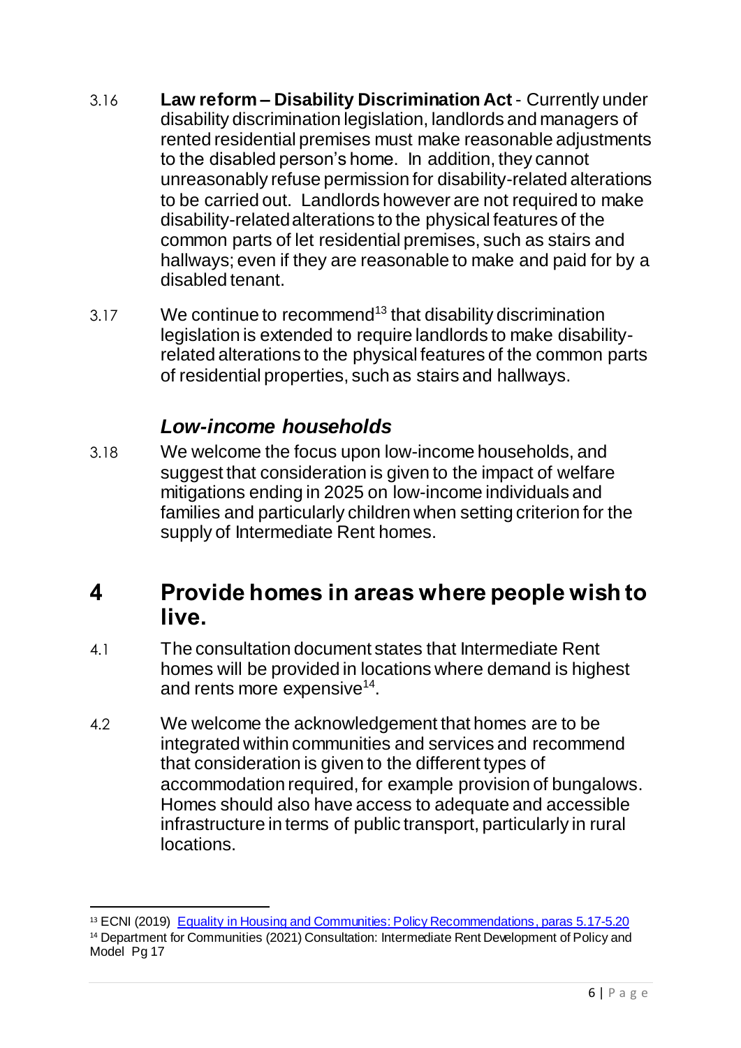3.16 **Law reform – Disability Discrimination Act** - Currently under disability discrimination legislation, landlords and managers of rented residential premises must make reasonable adjustments to the disabled person's home. In addition, they cannot unreasonably refuse permission for disability-related alterations to be carried out. Landlords however are not required to make disability-related alterations to the physical features of the common parts of let residential premises, such as stairs and hallways; even if they are reasonable to make and paid for by a disabled tenant.

3.17 We continue to recommend[13] that disability discrimination legislation is extended to require landlords to make disability-related alterations to the physical features of the common parts of residential properties, such as stairs and hallways.

### *Low-income households*

3.18 We welcome the focus upon low-income households, and suggest that consideration is given to the impact of welfare mitigations ending in 2025 on low-income individuals and families and particularly children when setting criterion for the supply of Intermediate Rent homes.

## 4 Provide homes in areas where people wish to live.

4.1 The consultation document states that Intermediate Rent homes will be provided in locations where demand is highest and rents more expensive[14].

4.2 We welcome the acknowledgement that homes are to be integrated within communities and services and recommend that consideration is given to the different types of accommodation required, for example provision of bungalows. Homes should also have access to adequate and accessible infrastructure in terms of public transport, particularly in rural locations.

---

[13] ECNI (2019) Equality in Housing and Communities: Policy Recommendations, paras 5.17-5.20

[14] Department for Communities (2021) Consultation: Intermediate Rent Development of Policy and Model Pg 17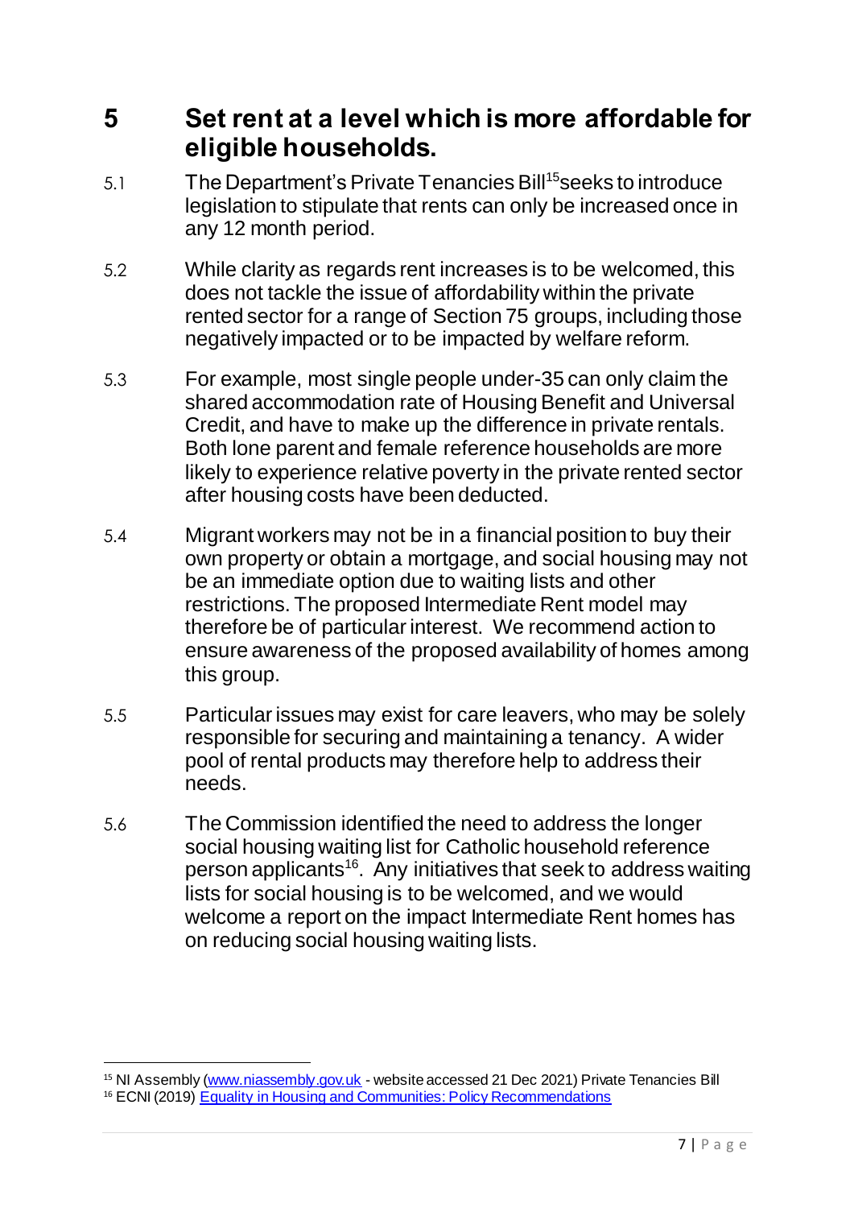## 5 Set rent at a level which is more affordable for eligible households.

5.1 The Department's Private Tenancies Bill[15] seeks to introduce legislation to stipulate that rents can only be increased once in any 12 month period.

5.2 While clarity as regards rent increases is to be welcomed, this does not tackle the issue of affordability within the private rented sector for a range of Section 75 groups, including those negatively impacted or to be impacted by welfare reform.

5.3 For example, most single people under-35 can only claim the shared accommodation rate of Housing Benefit and Universal Credit, and have to make up the difference in private rentals. Both lone parent and female reference households are more likely to experience relative poverty in the private rented sector after housing costs have been deducted.

5.4 Migrant workers may not be in a financial position to buy their own property or obtain a mortgage, and social housing may not be an immediate option due to waiting lists and other restrictions. The proposed Intermediate Rent model may therefore be of particular interest. We recommend action to ensure awareness of the proposed availability of homes among this group.

5.5 Particular issues may exist for care leavers, who may be solely responsible for securing and maintaining a tenancy. A wider pool of rental products may therefore help to address their needs.

5.6 The Commission identified the need to address the longer social housing waiting list for Catholic household reference person applicants[16]. Any initiatives that seek to address waiting lists for social housing is to be welcomed, and we would welcome a report on the impact Intermediate Rent homes has on reducing social housing waiting lists.

---

[15] NI Assembly (www.niassembly.gov.uk - website accessed 21 Dec 2021) Private Tenancies Bill

[16] ECNI (2019) Equality in Housing and Communities: Policy Recommendations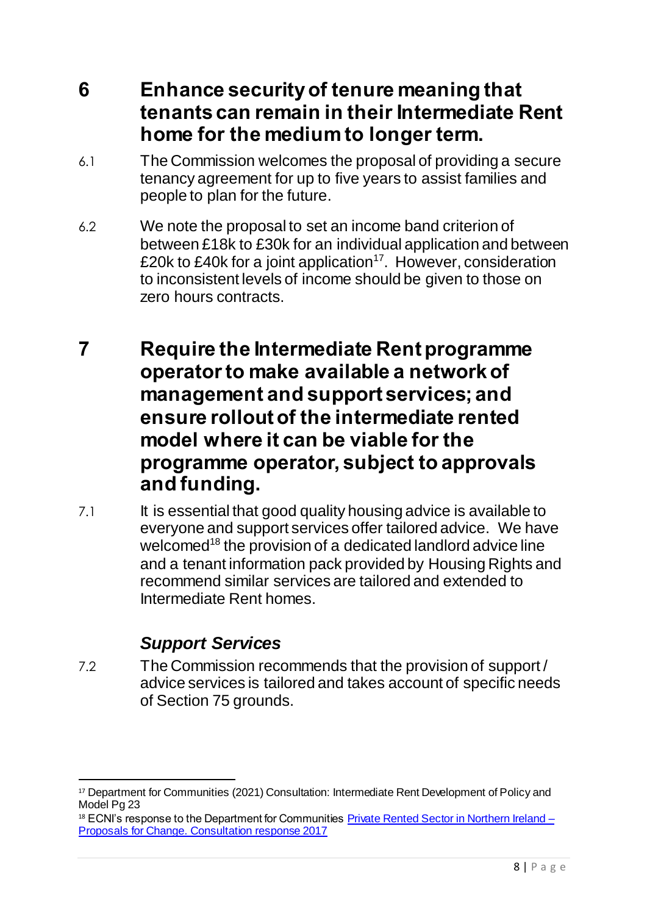## 6 Enhance security of tenure meaning that tenants can remain in their Intermediate Rent home for the medium to longer term.

6.1 The Commission welcomes the proposal of providing a secure tenancy agreement for up to five years to assist families and people to plan for the future.

6.2 We note the proposal to set an income band criterion of between £18k to £30k for an individual application and between £20k to £40k for a joint application[17]. However, consideration to inconsistent levels of income should be given to those on zero hours contracts.

## 7 Require the Intermediate Rent programme operator to make available a network of management and support services; and ensure rollout of the intermediate rented model where it can be viable for the programme operator, subject to approvals and funding.

7.1 It is essential that good quality housing advice is available to everyone and support services offer tailored advice. We have welcomed[18] the provision of a dedicated landlord advice line and a tenant information pack provided by Housing Rights and recommend similar services are tailored and extended to Intermediate Rent homes.

### *Support Services*

7.2 The Commission recommends that the provision of support / advice services is tailored and takes account of specific needs of Section 75 grounds.

---

[17] Department for Communities (2021) Consultation: Intermediate Rent Development of Policy and Model Pg 23

[18] ECNI's response to the Department for Communities Private Rented Sector in Northern Ireland – Proposals for Change. Consultation response 2017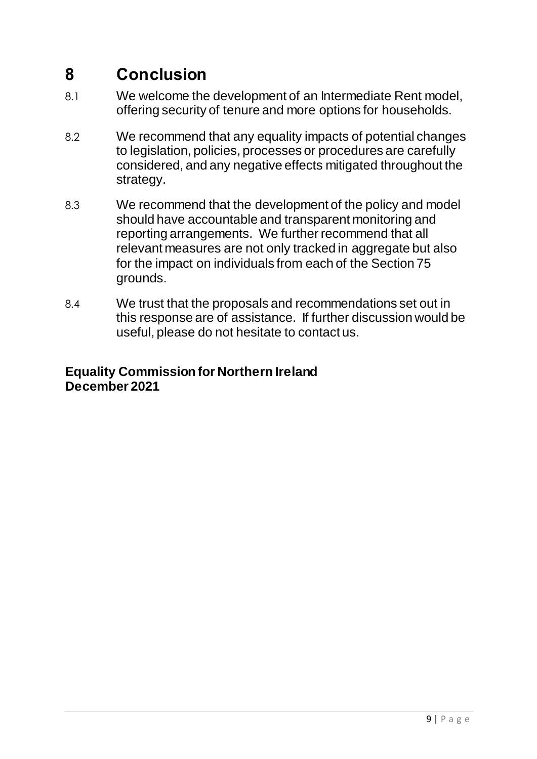# 8 Conclusion

8.1 We welcome the development of an Intermediate Rent model, offering security of tenure and more options for households.

8.2 We recommend that any equality impacts of potential changes to legislation, policies, processes or procedures are carefully considered, and any negative effects mitigated throughout the strategy.

8.3 We recommend that the development of the policy and model should have accountable and transparent monitoring and reporting arrangements. We further recommend that all relevant measures are not only tracked in aggregate but also for the impact on individuals from each of the Section 75 grounds.

8.4 We trust that the proposals and recommendations set out in this response are of assistance. If further discussion would be useful, please do not hesitate to contact us.

**Equality Commission for Northern Ireland**
**December 2021**